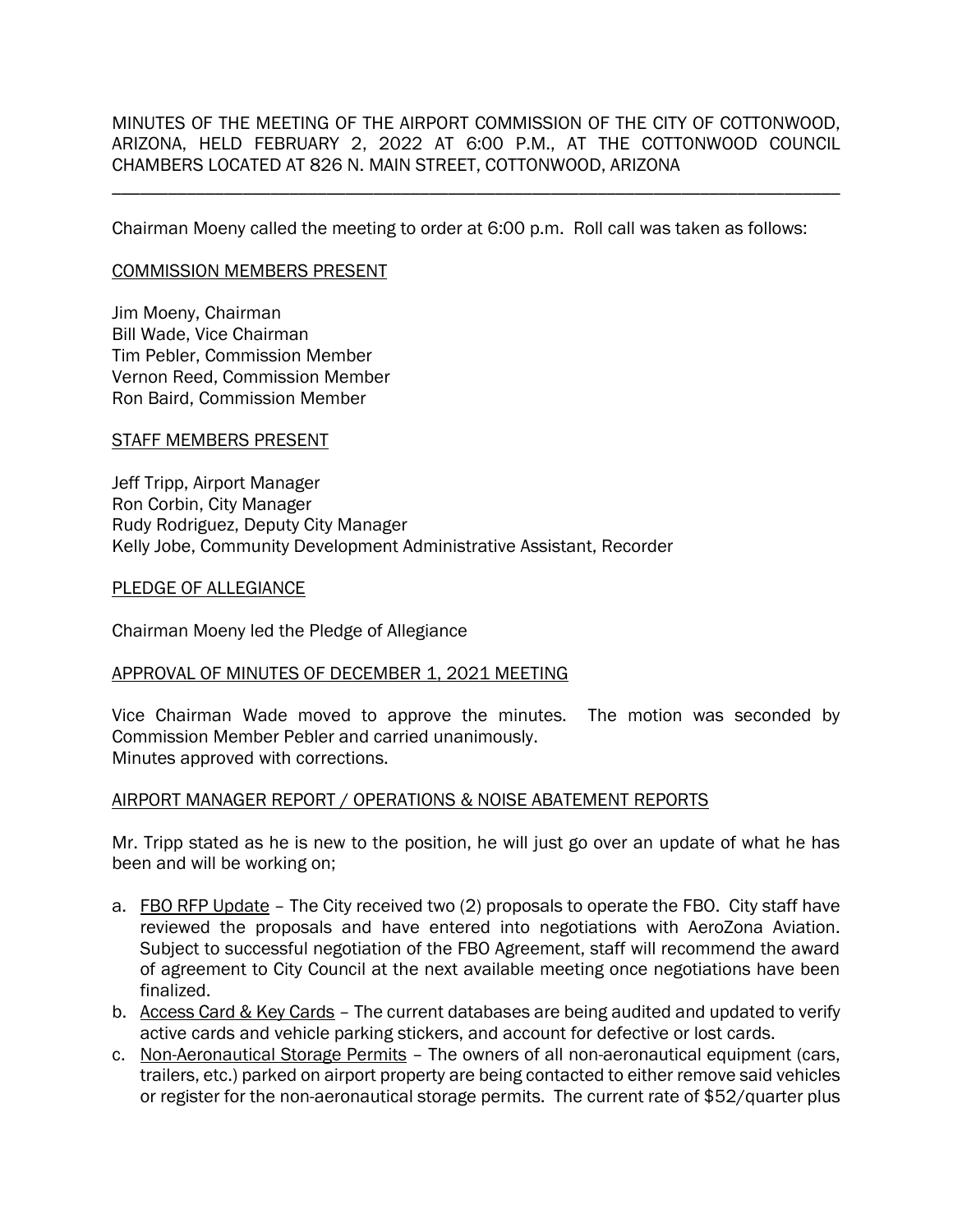MINUTES OF THE MEETING OF THE AIRPORT COMMISSION OF THE CITY OF COTTONWOOD, ARIZONA, HELD FEBRUARY 2, 2022 AT 6:00 P.M., AT THE COTTONWOOD COUNCIL CHAMBERS LOCATED AT 826 N. MAIN STREET, COTTONWOOD, ARIZONA

---

Chairman Moeny called the meeting to order at 6:00 p.m. Roll call was taken as follows:

COMMISSION MEMBERS PRESENT

Jim Moeny, Chairman
Bill Wade, Vice Chairman
Tim Pebler, Commission Member
Vernon Reed, Commission Member
Ron Baird, Commission Member

STAFF MEMBERS PRESENT

Jeff Tripp, Airport Manager
Ron Corbin, City Manager
Rudy Rodriguez, Deputy City Manager
Kelly Jobe, Community Development Administrative Assistant, Recorder

PLEDGE OF ALLEGIANCE

Chairman Moeny led the Pledge of Allegiance

APPROVAL OF MINUTES OF DECEMBER 1, 2021 MEETING

Vice Chairman Wade moved to approve the minutes. The motion was seconded by Commission Member Pebler and carried unanimously.
Minutes approved with corrections.

AIRPORT MANAGER REPORT / OPERATIONS & NOISE ABATEMENT REPORTS

Mr. Tripp stated as he is new to the position, he will just go over an update of what he has been and will be working on;

a. FBO RFP Update – The City received two (2) proposals to operate the FBO. City staff have reviewed the proposals and have entered into negotiations with AeroZona Aviation. Subject to successful negotiation of the FBO Agreement, staff will recommend the award of agreement to City Council at the next available meeting once negotiations have been finalized.
b. Access Card & Key Cards – The current databases are being audited and updated to verify active cards and vehicle parking stickers, and account for defective or lost cards.
c. Non-Aeronautical Storage Permits – The owners of all non-aeronautical equipment (cars, trailers, etc.) parked on airport property are being contacted to either remove said vehicles or register for the non-aeronautical storage permits. The current rate of $52/quarter plus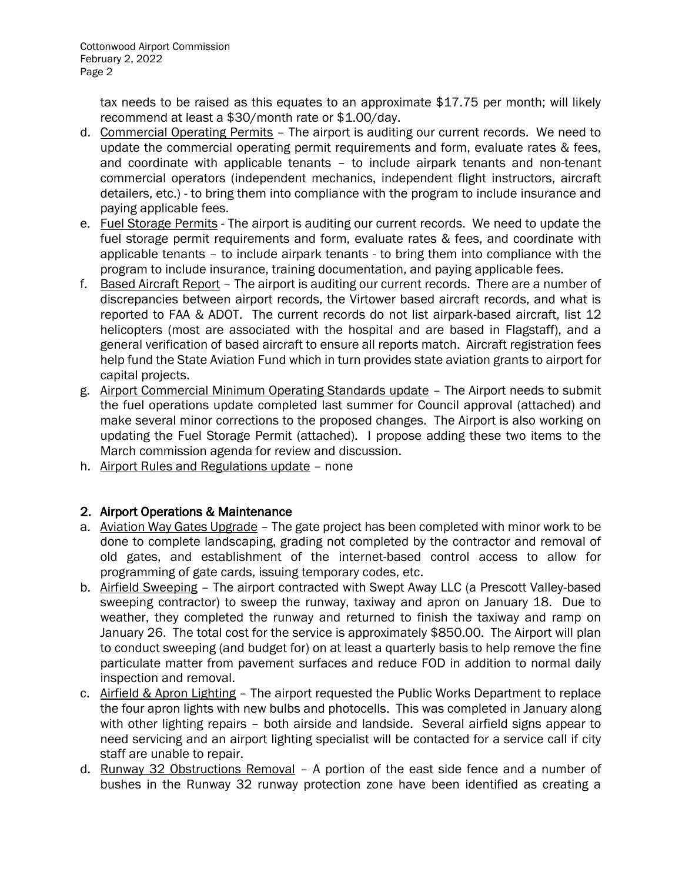tax needs to be raised as this equates to an approximate $17.75 per month; will likely recommend at least a $30/month rate or $1.00/day.

d. Commercial Operating Permits – The airport is auditing our current records. We need to update the commercial operating permit requirements and form, evaluate rates & fees, and coordinate with applicable tenants – to include airpark tenants and non-tenant commercial operators (independent mechanics, independent flight instructors, aircraft detailers, etc.) - to bring them into compliance with the program to include insurance and paying applicable fees.

e. Fuel Storage Permits - The airport is auditing our current records. We need to update the fuel storage permit requirements and form, evaluate rates & fees, and coordinate with applicable tenants – to include airpark tenants - to bring them into compliance with the program to include insurance, training documentation, and paying applicable fees.

f. Based Aircraft Report – The airport is auditing our current records. There are a number of discrepancies between airport records, the Virtower based aircraft records, and what is reported to FAA & ADOT. The current records do not list airpark-based aircraft, list 12 helicopters (most are associated with the hospital and are based in Flagstaff), and a general verification of based aircraft to ensure all reports match. Aircraft registration fees help fund the State Aviation Fund which in turn provides state aviation grants to airport for capital projects.

g. Airport Commercial Minimum Operating Standards update – The Airport needs to submit the fuel operations update completed last summer for Council approval (attached) and make several minor corrections to the proposed changes. The Airport is also working on updating the Fuel Storage Permit (attached). I propose adding these two items to the March commission agenda for review and discussion.

h. Airport Rules and Regulations update – none

## 2. Airport Operations & Maintenance

a. Aviation Way Gates Upgrade – The gate project has been completed with minor work to be done to complete landscaping, grading not completed by the contractor and removal of old gates, and establishment of the internet-based control access to allow for programming of gate cards, issuing temporary codes, etc.

b. Airfield Sweeping – The airport contracted with Swept Away LLC (a Prescott Valley-based sweeping contractor) to sweep the runway, taxiway and apron on January 18. Due to weather, they completed the runway and returned to finish the taxiway and ramp on January 26. The total cost for the service is approximately $850.00. The Airport will plan to conduct sweeping (and budget for) on at least a quarterly basis to help remove the fine particulate matter from pavement surfaces and reduce FOD in addition to normal daily inspection and removal.

c. Airfield & Apron Lighting – The airport requested the Public Works Department to replace the four apron lights with new bulbs and photocells. This was completed in January along with other lighting repairs – both airside and landside. Several airfield signs appear to need servicing and an airport lighting specialist will be contacted for a service call if city staff are unable to repair.

d. Runway 32 Obstructions Removal – A portion of the east side fence and a number of bushes in the Runway 32 runway protection zone have been identified as creating a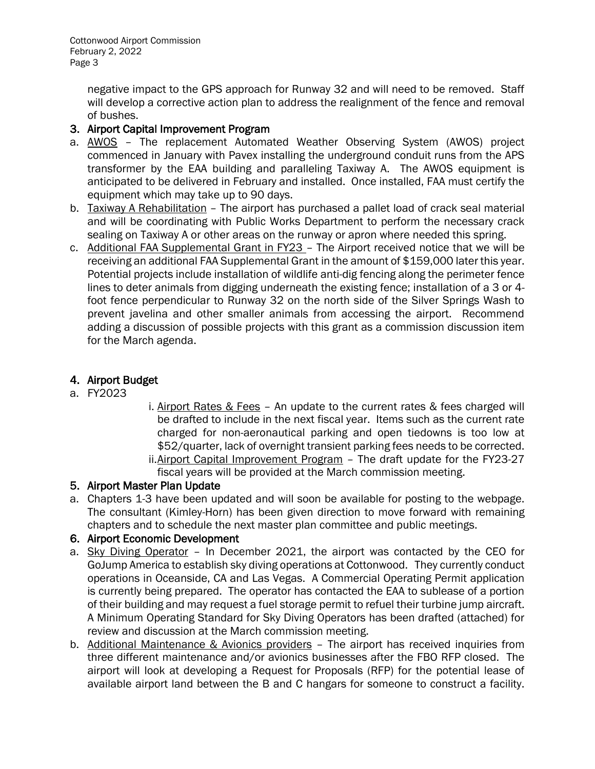negative impact to the GPS approach for Runway 32 and will need to be removed. Staff will develop a corrective action plan to address the realignment of the fence and removal of bushes.

## 3. Airport Capital Improvement Program

a. AWOS – The replacement Automated Weather Observing System (AWOS) project commenced in January with Pavex installing the underground conduit runs from the APS transformer by the EAA building and paralleling Taxiway A. The AWOS equipment is anticipated to be delivered in February and installed. Once installed, FAA must certify the equipment which may take up to 90 days.

b. Taxiway A Rehabilitation – The airport has purchased a pallet load of crack seal material and will be coordinating with Public Works Department to perform the necessary crack sealing on Taxiway A or other areas on the runway or apron where needed this spring.

c. Additional FAA Supplemental Grant in FY23 – The Airport received notice that we will be receiving an additional FAA Supplemental Grant in the amount of $159,000 later this year. Potential projects include installation of wildlife anti-dig fencing along the perimeter fence lines to deter animals from digging underneath the existing fence; installation of a 3 or 4-foot fence perpendicular to Runway 32 on the north side of the Silver Springs Wash to prevent javelina and other smaller animals from accessing the airport. Recommend adding a discussion of possible projects with this grant as a commission discussion item for the March agenda.

## 4. Airport Budget

a. FY2023

i. Airport Rates & Fees – An update to the current rates & fees charged will be drafted to include in the next fiscal year. Items such as the current rate charged for non-aeronautical parking and open tiedowns is too low at $52/quarter, lack of overnight transient parking fees needs to be corrected.

ii. Airport Capital Improvement Program – The draft update for the FY23-27 fiscal years will be provided at the March commission meeting.

## 5. Airport Master Plan Update

a. Chapters 1-3 have been updated and will soon be available for posting to the webpage. The consultant (Kimley-Horn) has been given direction to move forward with remaining chapters and to schedule the next master plan committee and public meetings.

## 6. Airport Economic Development

a. Sky Diving Operator – In December 2021, the airport was contacted by the CEO for GoJump America to establish sky diving operations at Cottonwood. They currently conduct operations in Oceanside, CA and Las Vegas. A Commercial Operating Permit application is currently being prepared. The operator has contacted the EAA to sublease of a portion of their building and may request a fuel storage permit to refuel their turbine jump aircraft. A Minimum Operating Standard for Sky Diving Operators has been drafted (attached) for review and discussion at the March commission meeting.

b. Additional Maintenance & Avionics providers – The airport has received inquiries from three different maintenance and/or avionics businesses after the FBO RFP closed. The airport will look at developing a Request for Proposals (RFP) for the potential lease of available airport land between the B and C hangars for someone to construct a facility.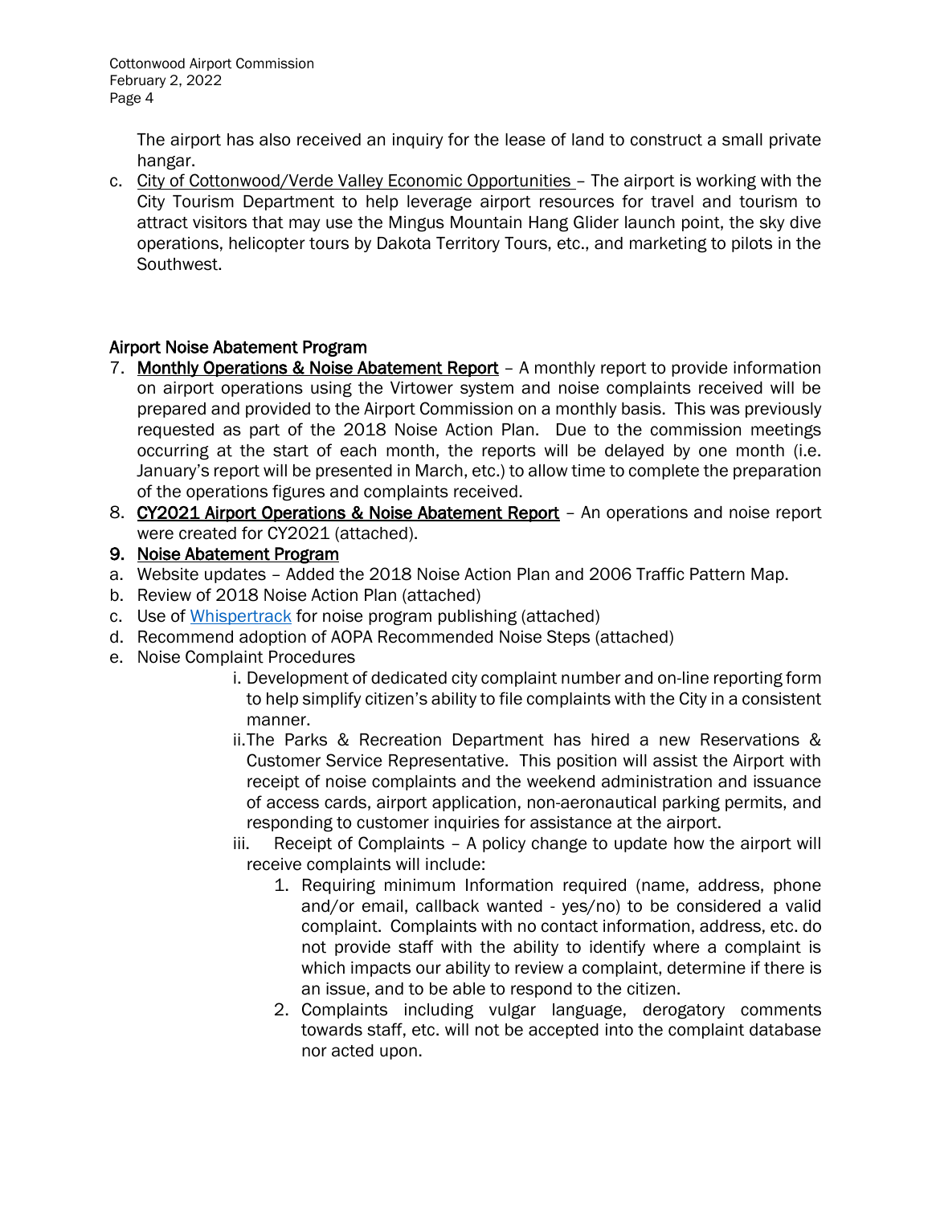The airport has also received an inquiry for the lease of land to construct a small private hangar.

c. City of Cottonwood/Verde Valley Economic Opportunities – The airport is working with the City Tourism Department to help leverage airport resources for travel and tourism to attract visitors that may use the Mingus Mountain Hang Glider launch point, the sky dive operations, helicopter tours by Dakota Territory Tours, etc., and marketing to pilots in the Southwest.

## Airport Noise Abatement Program

7. **Monthly Operations & Noise Abatement Report** – A monthly report to provide information on airport operations using the Virtower system and noise complaints received will be prepared and provided to the Airport Commission on a monthly basis. This was previously requested as part of the 2018 Noise Action Plan. Due to the commission meetings occurring at the start of each month, the reports will be delayed by one month (i.e. January's report will be presented in March, etc.) to allow time to complete the preparation of the operations figures and complaints received.
8. **CY2021 Airport Operations & Noise Abatement Report** – An operations and noise report were created for CY2021 (attached).
9. **Noise Abatement Program**

a. Website updates – Added the 2018 Noise Action Plan and 2006 Traffic Pattern Map.
b. Review of 2018 Noise Action Plan (attached)
c. Use of Whispertrack for noise program publishing (attached)
d. Recommend adoption of AOPA Recommended Noise Steps (attached)
e. Noise Complaint Procedures
   i. Development of dedicated city complaint number and on-line reporting form to help simplify citizen's ability to file complaints with the City in a consistent manner.
   ii. The Parks & Recreation Department has hired a new Reservations & Customer Service Representative. This position will assist the Airport with receipt of noise complaints and the weekend administration and issuance of access cards, airport application, non-aeronautical parking permits, and responding to customer inquiries for assistance at the airport.
   iii. Receipt of Complaints – A policy change to update how the airport will receive complaints will include:
      1. Requiring minimum Information required (name, address, phone and/or email, callback wanted - yes/no) to be considered a valid complaint. Complaints with no contact information, address, etc. do not provide staff with the ability to identify where a complaint is which impacts our ability to review a complaint, determine if there is an issue, and to be able to respond to the citizen.
      2. Complaints including vulgar language, derogatory comments towards staff, etc. will not be accepted into the complaint database nor acted upon.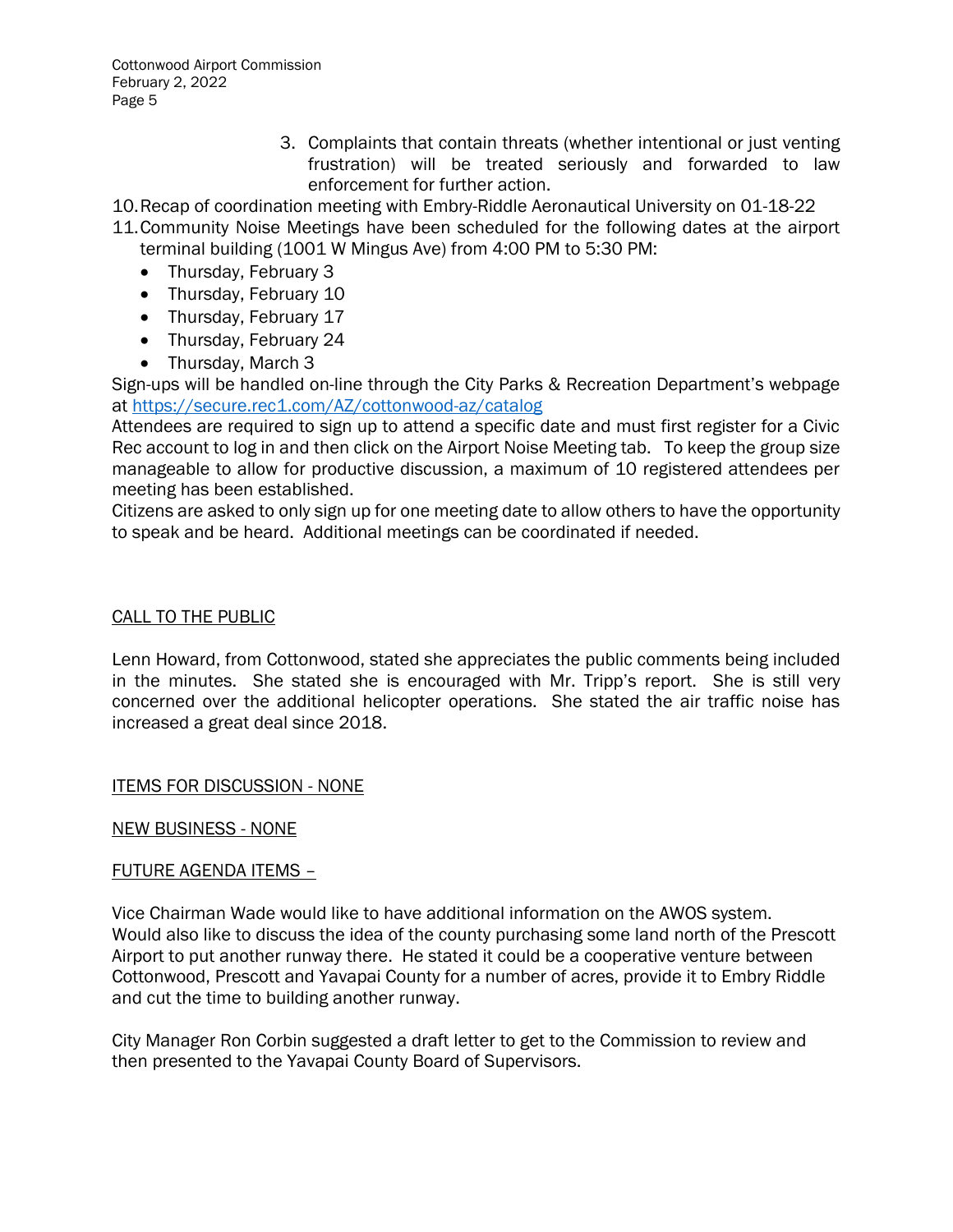3. Complaints that contain threats (whether intentional or just venting frustration) will be treated seriously and forwarded to law enforcement for further action.

10. Recap of coordination meeting with Embry-Riddle Aeronautical University on 01-18-22
11. Community Noise Meetings have been scheduled for the following dates at the airport terminal building (1001 W Mingus Ave) from 4:00 PM to 5:30 PM:
    - Thursday, February 3
    - Thursday, February 10
    - Thursday, February 17
    - Thursday, February 24
    - Thursday, March 3

Sign-ups will be handled on-line through the City Parks & Recreation Department's webpage at [https://secure.rec1.com/AZ/cottonwood-az/catalog](https://secure.rec1.com/AZ/cottonwood-az/catalog)
Attendees are required to sign up to attend a specific date and must first register for a Civic Rec account to log in and then click on the Airport Noise Meeting tab. To keep the group size manageable to allow for productive discussion, a maximum of 10 registered attendees per meeting has been established.
Citizens are asked to only sign up for one meeting date to allow others to have the opportunity to speak and be heard. Additional meetings can be coordinated if needed.

## CALL TO THE PUBLIC

Lenn Howard, from Cottonwood, stated she appreciates the public comments being included in the minutes. She stated she is encouraged with Mr. Tripp's report. She is still very concerned over the additional helicopter operations. She stated the air traffic noise has increased a great deal since 2018.

## ITEMS FOR DISCUSSION - NONE

## NEW BUSINESS - NONE

## FUTURE AGENDA ITEMS –

Vice Chairman Wade would like to have additional information on the AWOS system.
Would also like to discuss the idea of the county purchasing some land north of the Prescott Airport to put another runway there. He stated it could be a cooperative venture between Cottonwood, Prescott and Yavapai County for a number of acres, provide it to Embry Riddle and cut the time to building another runway.

City Manager Ron Corbin suggested a draft letter to get to the Commission to review and then presented to the Yavapai County Board of Supervisors.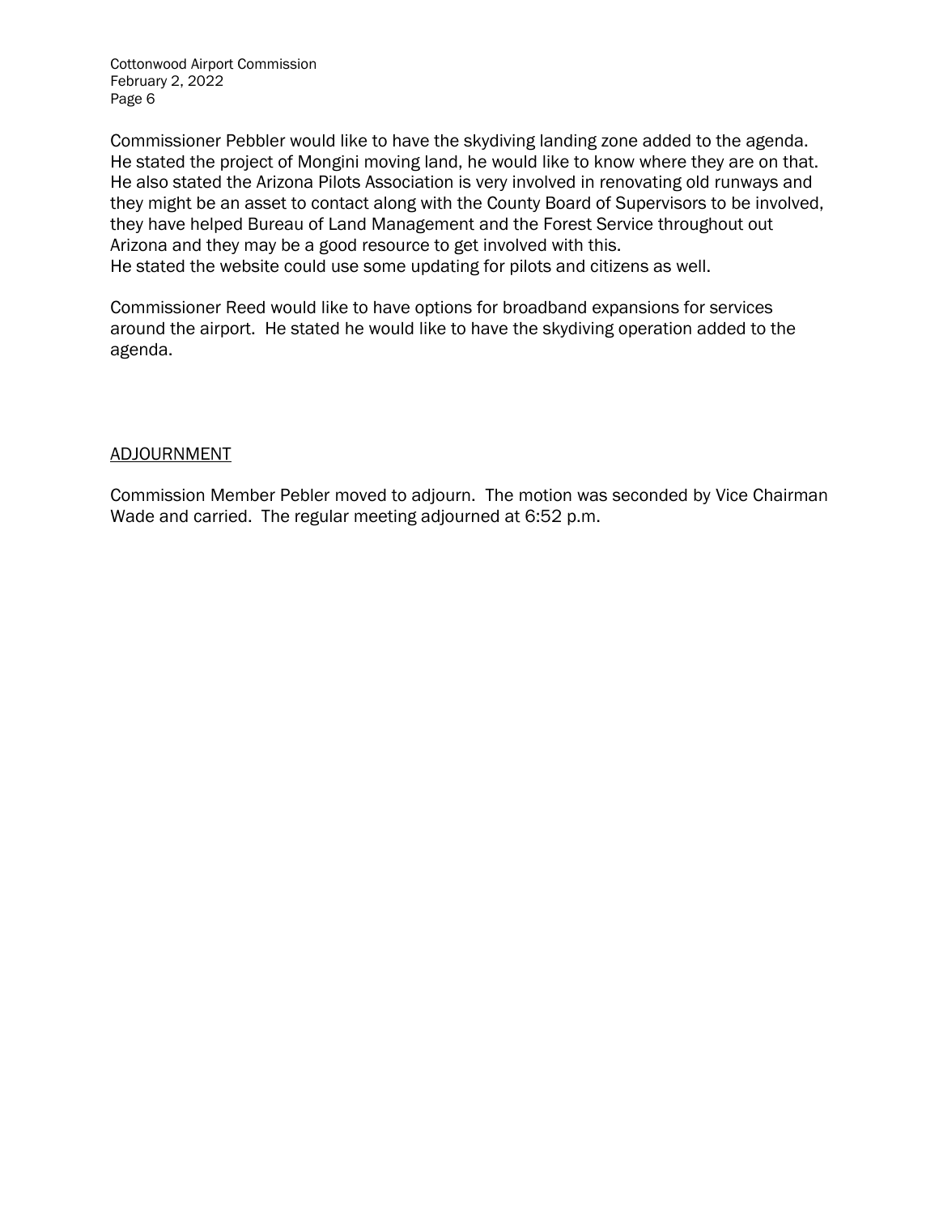Commissioner Pebbler would like to have the skydiving landing zone added to the agenda. He stated the project of Mongini moving land, he would like to know where they are on that. He also stated the Arizona Pilots Association is very involved in renovating old runways and they might be an asset to contact along with the County Board of Supervisors to be involved, they have helped Bureau of Land Management and the Forest Service throughout out Arizona and they may be a good resource to get involved with this.
He stated the website could use some updating for pilots and citizens as well.

Commissioner Reed would like to have options for broadband expansions for services around the airport. He stated he would like to have the skydiving operation added to the agenda.

ADJOURNMENT

Commission Member Pebler moved to adjourn. The motion was seconded by Vice Chairman Wade and carried. The regular meeting adjourned at 6:52 p.m.